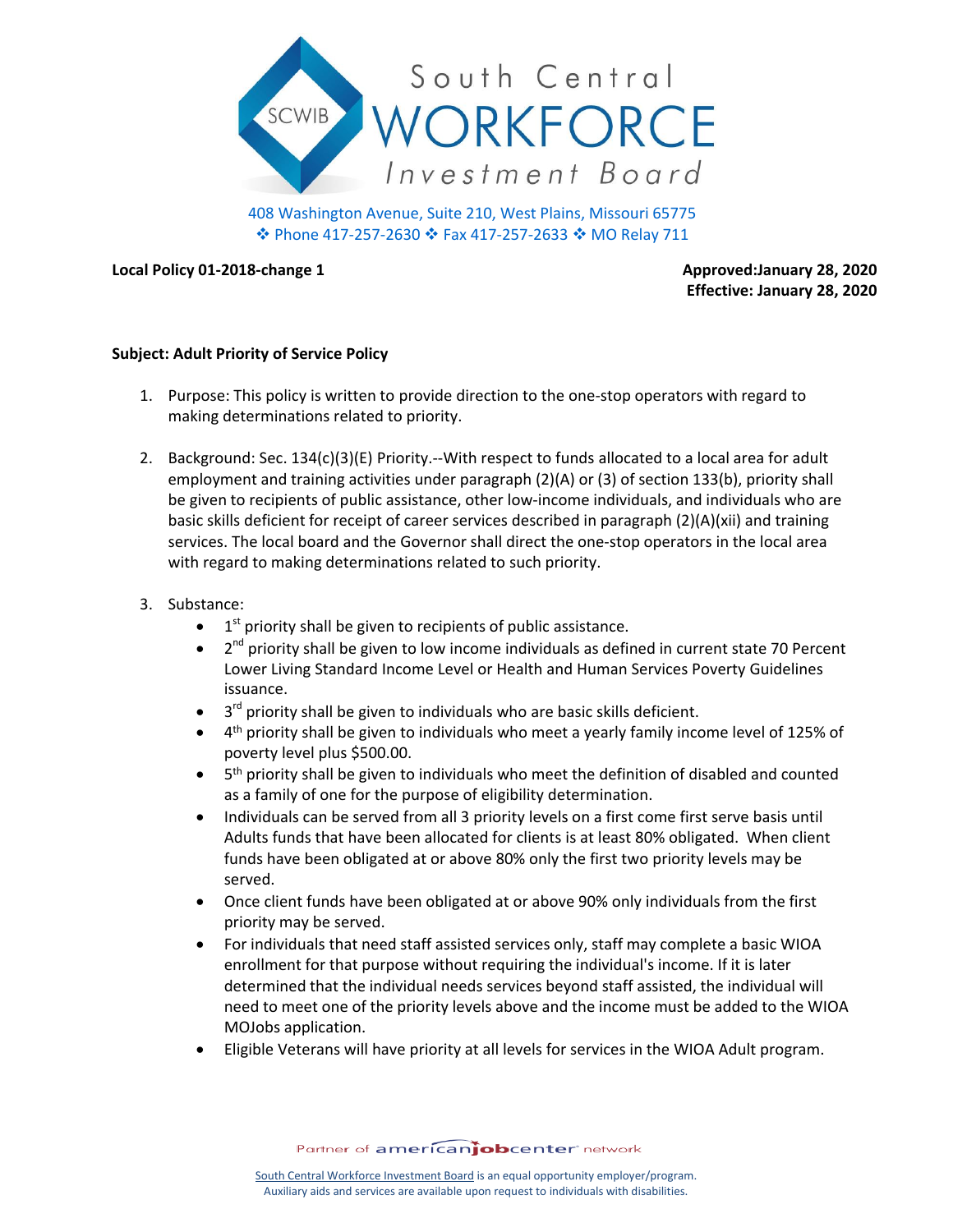# South Central WORKFORCE Investment Board

SCWIB

408 Washington Avenue, Suite 210, West Plains, Missouri 65775
❖ Phone 417-257-2630 ❖ Fax 417-257-2633 ❖ MO Relay 711

**Local Policy 01-2018-change 1**

**Approved:January 28, 2020**
**Effective: January 28, 2020**

**Subject: Adult Priority of Service Policy**

1. Purpose: This policy is written to provide direction to the one-stop operators with regard to making determinations related to priority.

2. Background: Sec. 134(c)(3)(E) Priority.--With respect to funds allocated to a local area for adult employment and training activities under paragraph (2)(A) or (3) of section 133(b), priority shall be given to recipients of public assistance, other low-income individuals, and individuals who are basic skills deficient for receipt of career services described in paragraph (2)(A)(xii) and training services. The local board and the Governor shall direct the one-stop operators in the local area with regard to making determinations related to such priority.

3. Substance:
   - 1st priority shall be given to recipients of public assistance.
   - 2nd priority shall be given to low income individuals as defined in current state 70 Percent Lower Living Standard Income Level or Health and Human Services Poverty Guidelines issuance.
   - 3rd priority shall be given to individuals who are basic skills deficient.
   - 4th priority shall be given to individuals who meet a yearly family income level of 125% of poverty level plus $500.00.
   - 5th priority shall be given to individuals who meet the definition of disabled and counted as a family of one for the purpose of eligibility determination.
   - Individuals can be served from all 3 priority levels on a first come first serve basis until Adults funds that have been allocated for clients is at least 80% obligated. When client funds have been obligated at or above 80% only the first two priority levels may be served.
   - Once client funds have been obligated at or above 90% only individuals from the first priority may be served.
   - For individuals that need staff assisted services only, staff may complete a basic WIOA enrollment for that purpose without requiring the individual's income. If it is later determined that the individual needs services beyond staff assisted, the individual will need to meet one of the priority levels above and the income must be added to the WIOA MOJobs application.
   - Eligible Veterans will have priority at all levels for services in the WIOA Adult program.

Partner of americanjobcenter network

South Central Workforce Investment Board is an equal opportunity employer/program.
Auxiliary aids and services are available upon request to individuals with disabilities.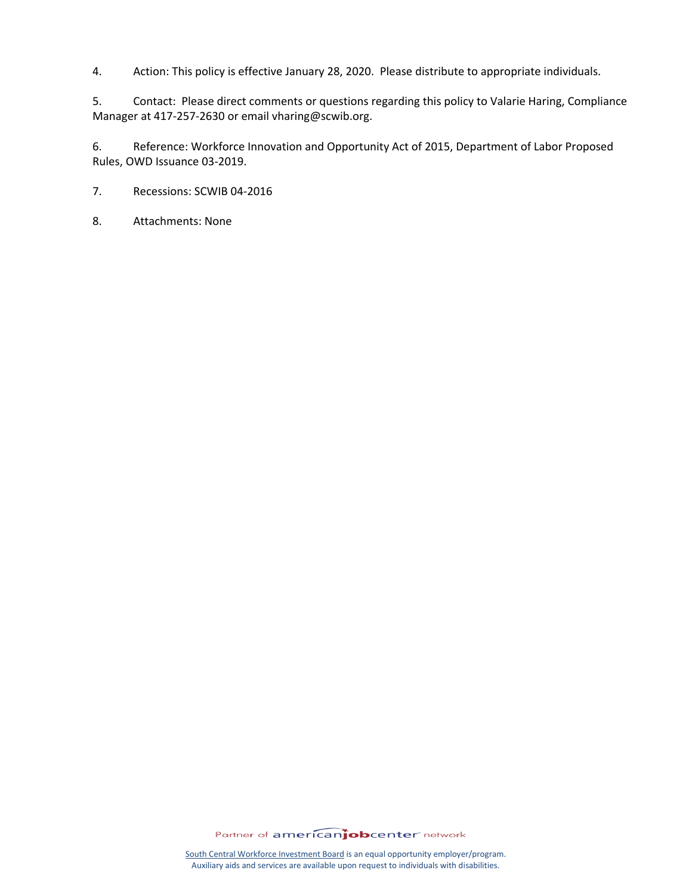4. Action: This policy is effective January 28, 2020. Please distribute to appropriate individuals.

5. Contact: Please direct comments or questions regarding this policy to Valarie Haring, Compliance Manager at 417-257-2630 or email vharing@scwib.org.

6. Reference: Workforce Innovation and Opportunity Act of 2015, Department of Labor Proposed Rules, OWD Issuance 03-2019.

7. Recessions: SCWIB 04-2016

8. Attachments: None